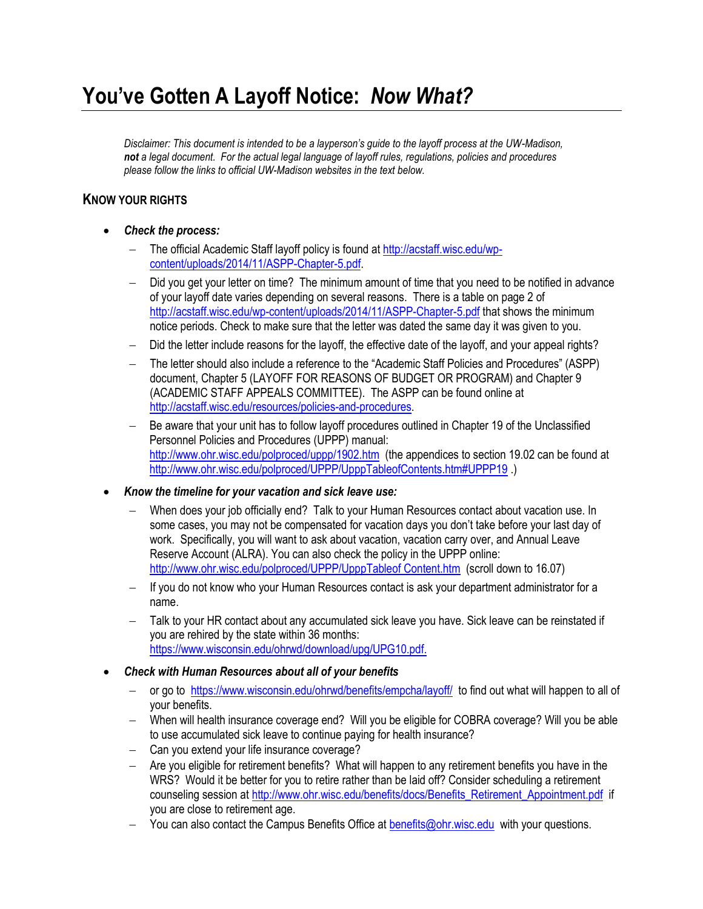# You've Gotten A Layoff Notice: *Now What?*

*Disclaimer: This document is intended to be a layperson's guide to the layoff process at the UW-Madison, **not** a legal document. For the actual legal language of layoff rules, regulations, policies and procedures please follow the links to official UW-Madison websites in the text below.*

## KNOW YOUR RIGHTS

- ***Check the process:***
  - The official Academic Staff layoff policy is found at http://acstaff.wisc.edu/wp-content/uploads/2014/11/ASPP-Chapter-5.pdf.
  - Did you get your letter on time? The minimum amount of time that you need to be notified in advance of your layoff date varies depending on several reasons. There is a table on page 2 of http://acstaff.wisc.edu/wp-content/uploads/2014/11/ASPP-Chapter-5.pdf that shows the minimum notice periods. Check to make sure that the letter was dated the same day it was given to you.
  - Did the letter include reasons for the layoff, the effective date of the layoff, and your appeal rights?
  - The letter should also include a reference to the "Academic Staff Policies and Procedures" (ASPP) document, Chapter 5 (LAYOFF FOR REASONS OF BUDGET OR PROGRAM) and Chapter 9 (ACADEMIC STAFF APPEALS COMMITTEE). The ASPP can be found online at http://acstaff.wisc.edu/resources/policies-and-procedures.
  - Be aware that your unit has to follow layoff procedures outlined in Chapter 19 of the Unclassified Personnel Policies and Procedures (UPPP) manual: http://www.ohr.wisc.edu/polproced/uppp/1902.htm (the appendices to section 19.02 can be found at http://www.ohr.wisc.edu/polproced/UPPP/UpppTableofContents.htm#UPPP19 .)
- ***Know the timeline for your vacation and sick leave use:***
  - When does your job officially end? Talk to your Human Resources contact about vacation use. In some cases, you may not be compensated for vacation days you don't take before your last day of work. Specifically, you will want to ask about vacation, vacation carry over, and Annual Leave Reserve Account (ALRA). You can also check the policy in the UPPP online: http://www.ohr.wisc.edu/polproced/UPPP/UpppTableof Content.htm (scroll down to 16.07)
  - If you do not know who your Human Resources contact is ask your department administrator for a name.
  - Talk to your HR contact about any accumulated sick leave you have. Sick leave can be reinstated if you are rehired by the state within 36 months: https://www.wisconsin.edu/ohrwd/download/upg/UPG10.pdf.
- ***Check with Human Resources about all of your benefits***
  - or go to https://www.wisconsin.edu/ohrwd/benefits/empcha/layoff/ to find out what will happen to all of your benefits.
  - When will health insurance coverage end? Will you be eligible for COBRA coverage? Will you be able to use accumulated sick leave to continue paying for health insurance?
  - Can you extend your life insurance coverage?
  - Are you eligible for retirement benefits? What will happen to any retirement benefits you have in the WRS? Would it be better for you to retire rather than be laid off? Consider scheduling a retirement counseling session at http://www.ohr.wisc.edu/benefits/docs/Benefits_Retirement_Appointment.pdf if you are close to retirement age.
  - You can also contact the Campus Benefits Office at benefits@ohr.wisc.edu with your questions.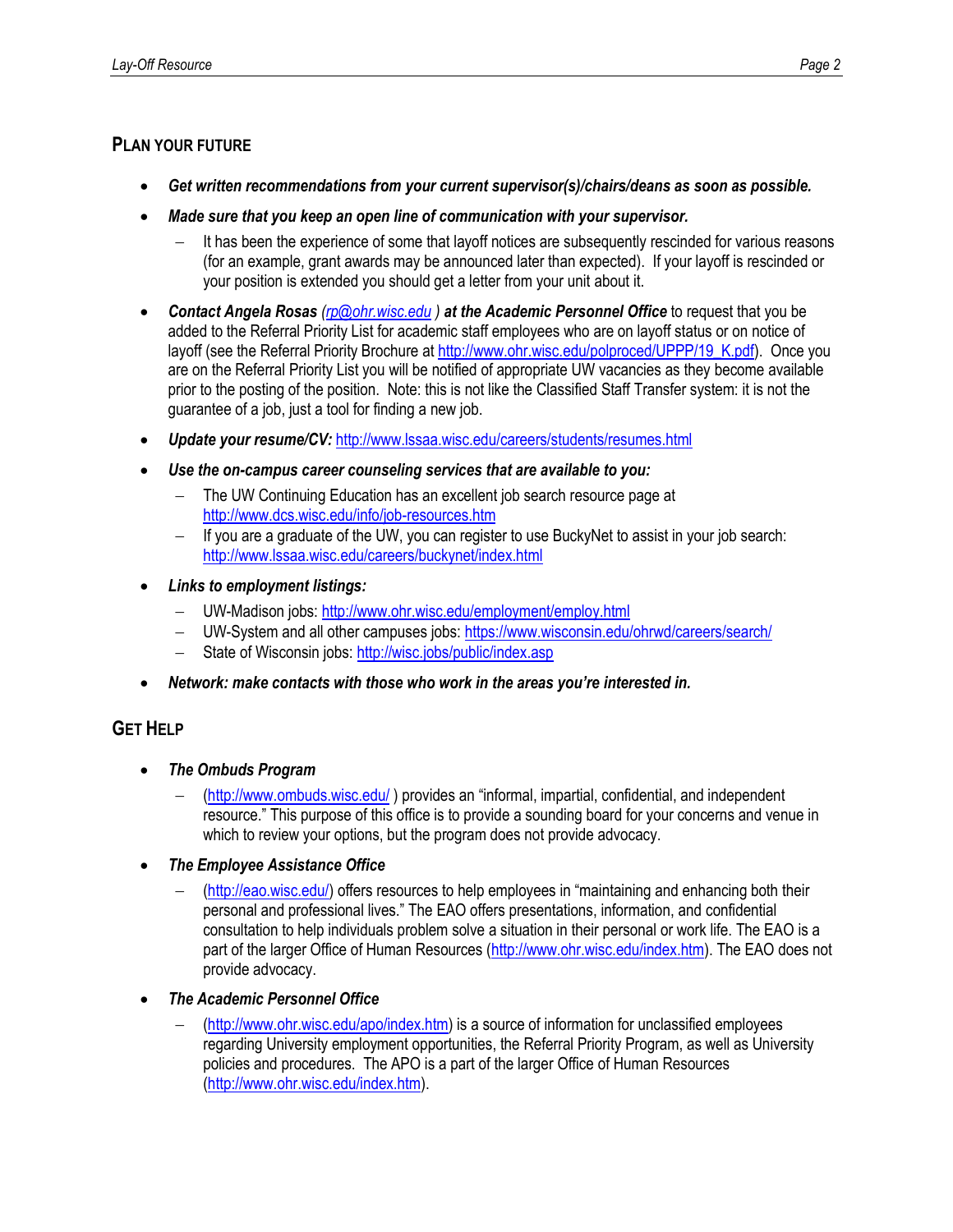## PLAN YOUR FUTURE

- ***Get written recommendations from your current supervisor(s)/chairs/deans as soon as possible.***
- ***Made sure that you keep an open line of communication with your supervisor.***
  - It has been the experience of some that layoff notices are subsequently rescinded for various reasons (for an example, grant awards may be announced later than expected). If your layoff is rescinded or your position is extended you should get a letter from your unit about it.
- ***Contact Angela Rosas (rp@ohr.wisc.edu ) at the Academic Personnel Office*** to request that you be added to the Referral Priority List for academic staff employees who are on layoff status or on notice of layoff (see the Referral Priority Brochure at http://www.ohr.wisc.edu/polproced/UPPP/19_K.pdf). Once you are on the Referral Priority List you will be notified of appropriate UW vacancies as they become available prior to the posting of the position. Note: this is not like the Classified Staff Transfer system: it is not the guarantee of a job, just a tool for finding a new job.
- ***Update your resume/CV:*** http://www.lssaa.wisc.edu/careers/students/resumes.html
- ***Use the on-campus career counseling services that are available to you:***
  - The UW Continuing Education has an excellent job search resource page at http://www.dcs.wisc.edu/info/job-resources.htm
  - If you are a graduate of the UW, you can register to use BuckyNet to assist in your job search: http://www.lssaa.wisc.edu/careers/buckynet/index.html
- ***Links to employment listings:***
  - UW-Madison jobs: http://www.ohr.wisc.edu/employment/employ.html
  - UW-System and all other campuses jobs: https://www.wisconsin.edu/ohrwd/careers/search/
  - State of Wisconsin jobs: http://wisc.jobs/public/index.asp
- ***Network: make contacts with those who work in the areas you're interested in.***

## GET HELP

- ***The Ombuds Program***
  - (http://www.ombuds.wisc.edu/ ) provides an "informal, impartial, confidential, and independent resource." This purpose of this office is to provide a sounding board for your concerns and venue in which to review your options, but the program does not provide advocacy.
- ***The Employee Assistance Office***
  - (http://eao.wisc.edu/) offers resources to help employees in "maintaining and enhancing both their personal and professional lives." The EAO offers presentations, information, and confidential consultation to help individuals problem solve a situation in their personal or work life. The EAO is a part of the larger Office of Human Resources (http://www.ohr.wisc.edu/index.htm). The EAO does not provide advocacy.
- ***The Academic Personnel Office***
  - (http://www.ohr.wisc.edu/apo/index.htm) is a source of information for unclassified employees regarding University employment opportunities, the Referral Priority Program, as well as University policies and procedures. The APO is a part of the larger Office of Human Resources (http://www.ohr.wisc.edu/index.htm).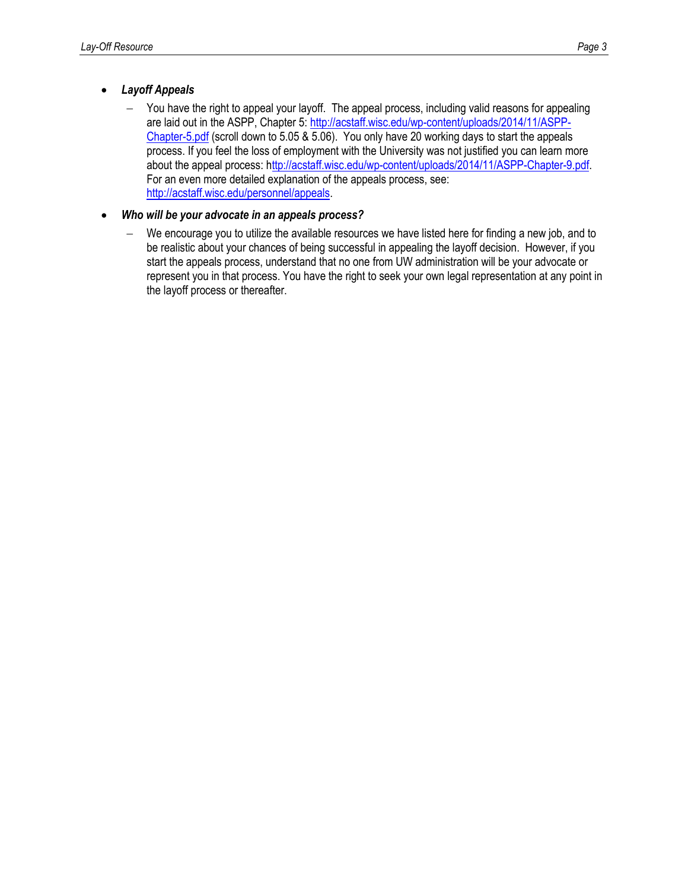- ***Layoff Appeals***
  - You have the right to appeal your layoff. The appeal process, including valid reasons for appealing are laid out in the ASPP, Chapter 5: [http://acstaff.wisc.edu/wp-content/uploads/2014/11/ASPP-Chapter-5.pdf](http://acstaff.wisc.edu/wp-content/uploads/2014/11/ASPP-Chapter-5.pdf) (scroll down to 5.05 & 5.06). You only have 20 working days to start the appeals process. If you feel the loss of employment with the University was not justified you can learn more about the appeal process: [http://acstaff.wisc.edu/wp-content/uploads/2014/11/ASPP-Chapter-9.pdf](http://acstaff.wisc.edu/wp-content/uploads/2014/11/ASPP-Chapter-9.pdf). For an even more detailed explanation of the appeals process, see: [http://acstaff.wisc.edu/personnel/appeals](http://acstaff.wisc.edu/personnel/appeals).

- ***Who will be your advocate in an appeals process?***
  - We encourage you to utilize the available resources we have listed here for finding a new job, and to be realistic about your chances of being successful in appealing the layoff decision. However, if you start the appeals process, understand that no one from UW administration will be your advocate or represent you in that process. You have the right to seek your own legal representation at any point in the layoff process or thereafter.